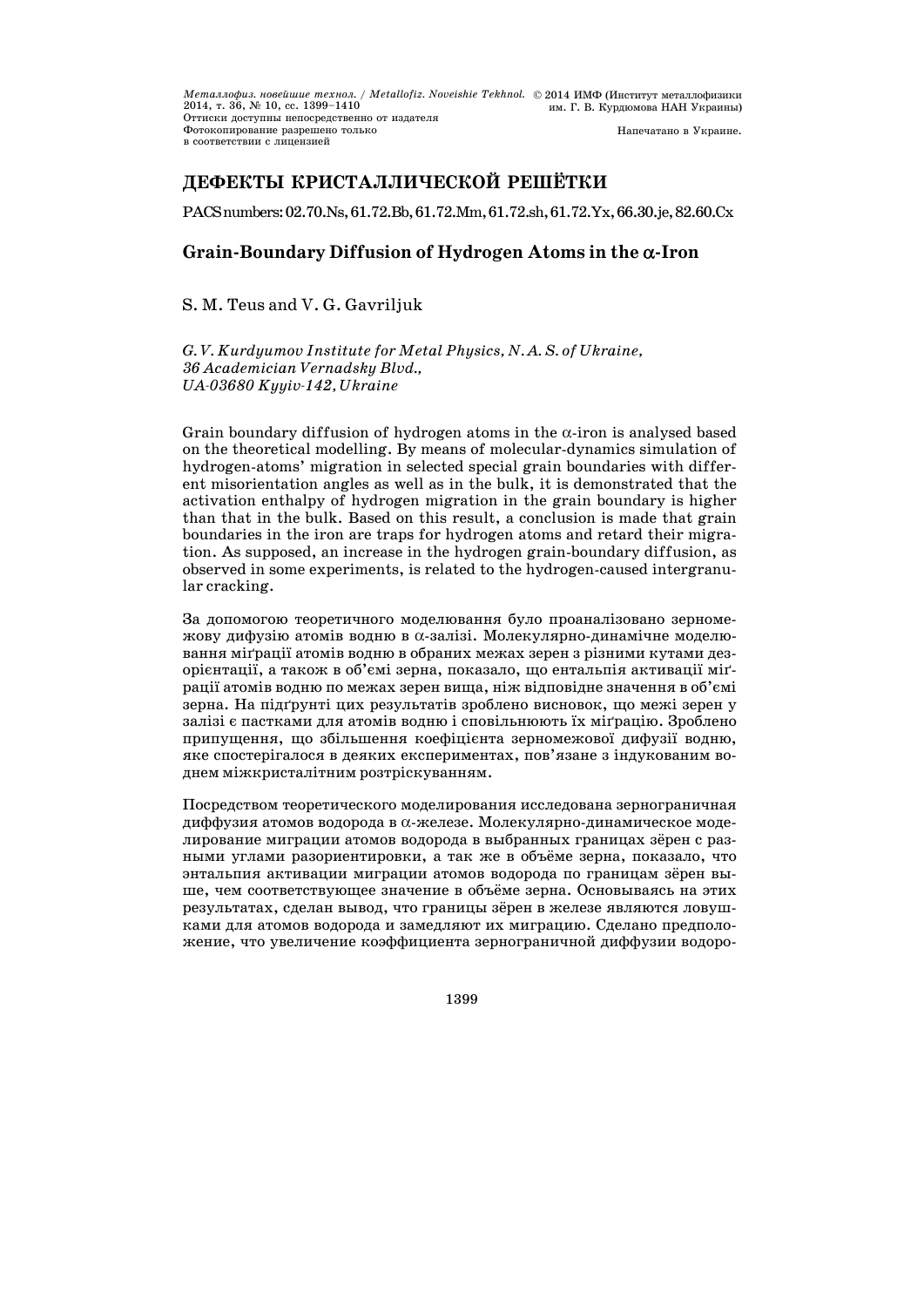## ДЕФЕКТЫ КРИСТАЛЛИЧЕСКОЙ РЕШЁТКИ

PACS numbers: 02.70.Ns, 61.72.Bb, 61.72.Mm, 61.72.sh, 61.72.Yx, 66.30.je, 82.60.Cx

# Grain-Boundary Diffusion of Hydrogen Atoms in the α-Iron

S. M. Teus and V. G. Gavriljuk

*G. V. Kurdyumov Institute for Metal Physics, N. A. S. of Ukraine,*
*36 Academician Vernadsky Blvd.,*
*UA-03680 Kyyiv-142, Ukraine*

Grain boundary diffusion of hydrogen atoms in the α-iron is analysed based on the theoretical modelling. By means of molecular-dynamics simulation of hydrogen-atoms' migration in selected special grain boundaries with different misorientation angles as well as in the bulk, it is demonstrated that the activation enthalpy of hydrogen migration in the grain boundary is higher than that in the bulk. Based on this result, a conclusion is made that grain boundaries in the iron are traps for hydrogen atoms and retard their migration. As supposed, an increase in the hydrogen grain-boundary diffusion, as observed in some experiments, is related to the hydrogen-caused intergranular cracking.

За допомогою теоретичного моделювання було проаналізовано зерномежову дифузію атомів водню в α-залізі. Молекулярно-динамічне моделювання міґрації атомів водню в обраних межах зерен з різними кутами дезорієнтації, а також в об'ємі зерна, показало, що ентальпія активації міґрації атомів водню по межах зерен вища, ніж відповідне значення в об'ємі зерна. На підґрунті цих результатів зроблено висновок, що межі зерен у залізі є пастками для атомів водню і сповільнюють їх міґрацію. Зроблено припущення, що збільшення коефіцієнта зерномежової дифузії водню, яке спостерігалося в деяких експериментах, пов'язане з індукованим воднем міжкристалітним розтріскуванням.

Посредством теоретического моделирования исследована зернограничная диффузия атомов водорода в α-железе. Молекулярно-динамическое моделирование миграции атомов водорода в выбранных границах зёрен с разными углами разориентировки, а так же в объёме зерна, показало, что энтальпия активации миграции атомов водорода по границам зёрен выше, чем соответствующее значение в объёме зерна. Основываясь на этих результатах, сделан вывод, что границы зёрен в железе являются ловушками для атомов водорода и замедляют их миграцию. Сделано предположение, что увеличение коэффициента зернограничной диффузии водоро-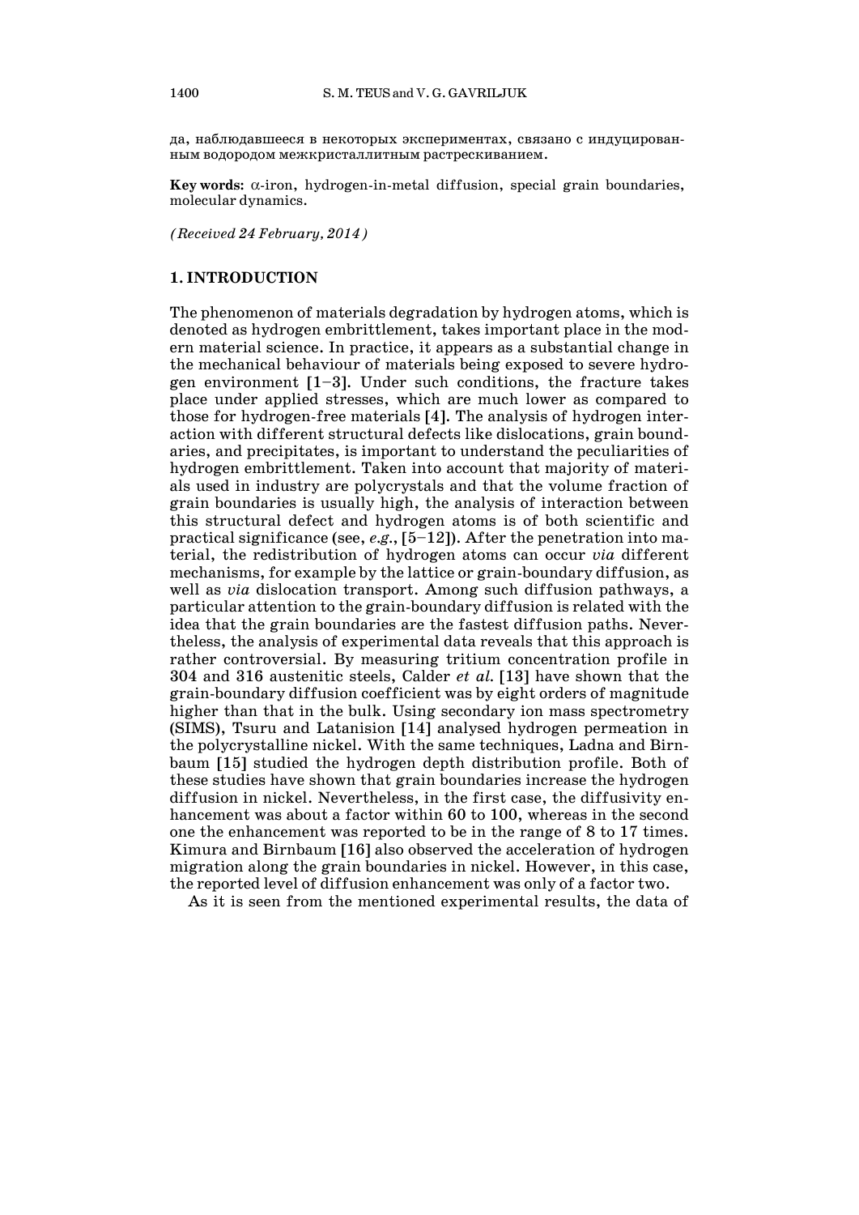да, наблюдавшееся в некоторых экспериментах, связано с индуцированным водородом межкристаллитным растрескиванием.

**Key words:** $\alpha$-iron, hydrogen-in-metal diffusion, special grain boundaries, molecular dynamics.

*(Received 24 February, 2014)*

## 1. INTRODUCTION

The phenomenon of materials degradation by hydrogen atoms, which is denoted as hydrogen embrittlement, takes important place in the modern material science. In practice, it appears as a substantial change in the mechanical behaviour of materials being exposed to severe hydrogen environment [1–3]. Under such conditions, the fracture takes place under applied stresses, which are much lower as compared to those for hydrogen-free materials [4]. The analysis of hydrogen interaction with different structural defects like dislocations, grain boundaries, and precipitates, is important to understand the peculiarities of hydrogen embrittlement. Taken into account that majority of materials used in industry are polycrystals and that the volume fraction of grain boundaries is usually high, the analysis of interaction between this structural defect and hydrogen atoms is of both scientific and practical significance (see, *e.g.*, [5–12]). After the penetration into material, the redistribution of hydrogen atoms can occur *via* different mechanisms, for example by the lattice or grain-boundary diffusion, as well as *via* dislocation transport. Among such diffusion pathways, a particular attention to the grain-boundary diffusion is related with the idea that the grain boundaries are the fastest diffusion paths. Nevertheless, the analysis of experimental data reveals that this approach is rather controversial. By measuring tritium concentration profile in 304 and 316 austenitic steels, Calder *et al.* [13] have shown that the grain-boundary diffusion coefficient was by eight orders of magnitude higher than that in the bulk. Using secondary ion mass spectrometry (SIMS), Tsuru and Latanision [14] analysed hydrogen permeation in the polycrystalline nickel. With the same techniques, Ladna and Birnbaum [15] studied the hydrogen depth distribution profile. Both of these studies have shown that grain boundaries increase the hydrogen diffusion in nickel. Nevertheless, in the first case, the diffusivity enhancement was about a factor within 60 to 100, whereas in the second one the enhancement was reported to be in the range of 8 to 17 times. Kimura and Birnbaum [16] also observed the acceleration of hydrogen migration along the grain boundaries in nickel. However, in this case, the reported level of diffusion enhancement was only of a factor two.

As it is seen from the mentioned experimental results, the data of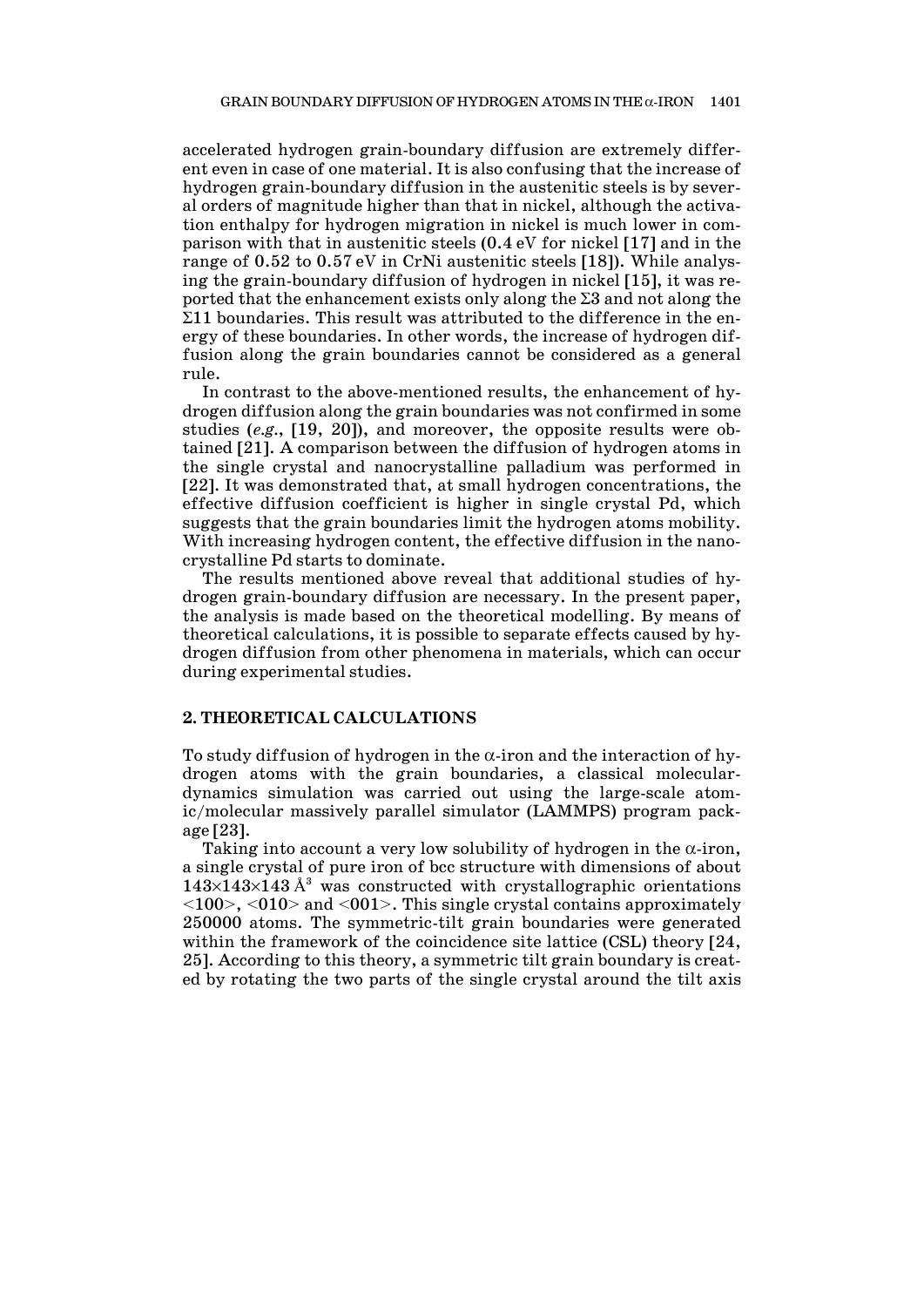accelerated hydrogen grain-boundary diffusion are extremely different even in case of one material. It is also confusing that the increase of hydrogen grain-boundary diffusion in the austenitic steels is by several orders of magnitude higher than that in nickel, although the activation enthalpy for hydrogen migration in nickel is much lower in comparison with that in austenitic steels (0.4 eV for nickel [17] and in the range of 0.52 to 0.57 eV in CrNi austenitic steels [18]). While analysing the grain-boundary diffusion of hydrogen in nickel [15], it was reported that the enhancement exists only along the $\Sigma 3$ and not along the $\Sigma 11$ boundaries. This result was attributed to the difference in the energy of these boundaries. In other words, the increase of hydrogen diffusion along the grain boundaries cannot be considered as a general rule.

In contrast to the above-mentioned results, the enhancement of hydrogen diffusion along the grain boundaries was not confirmed in some studies (*e.g.*, [19, 20]), and moreover, the opposite results were obtained [21]. A comparison between the diffusion of hydrogen atoms in the single crystal and nanocrystalline palladium was performed in [22]. It was demonstrated that, at small hydrogen concentrations, the effective diffusion coefficient is higher in single crystal Pd, which suggests that the grain boundaries limit the hydrogen atoms mobility. With increasing hydrogen content, the effective diffusion in the nanocrystalline Pd starts to dominate.

The results mentioned above reveal that additional studies of hydrogen grain-boundary diffusion are necessary. In the present paper, the analysis is made based on the theoretical modelling. By means of theoretical calculations, it is possible to separate effects caused by hydrogen diffusion from other phenomena in materials, which can occur during experimental studies.

## 2. THEORETICAL CALCULATIONS

To study diffusion of hydrogen in the $\alpha$-iron and the interaction of hydrogen atoms with the grain boundaries, a classical molecular-dynamics simulation was carried out using the large-scale atomic/molecular massively parallel simulator (LAMMPS) program package [23].

Taking into account a very low solubility of hydrogen in the $\alpha$-iron, a single crystal of pure iron of bcc structure with dimensions of about $143 \times 143 \times 143$ Å$^3$ was constructed with crystallographic orientations <100>, <010> and <001>. This single crystal contains approximately 250000 atoms. The symmetric-tilt grain boundaries were generated within the framework of the coincidence site lattice (CSL) theory [24, 25]. According to this theory, a symmetric tilt grain boundary is created by rotating the two parts of the single crystal around the tilt axis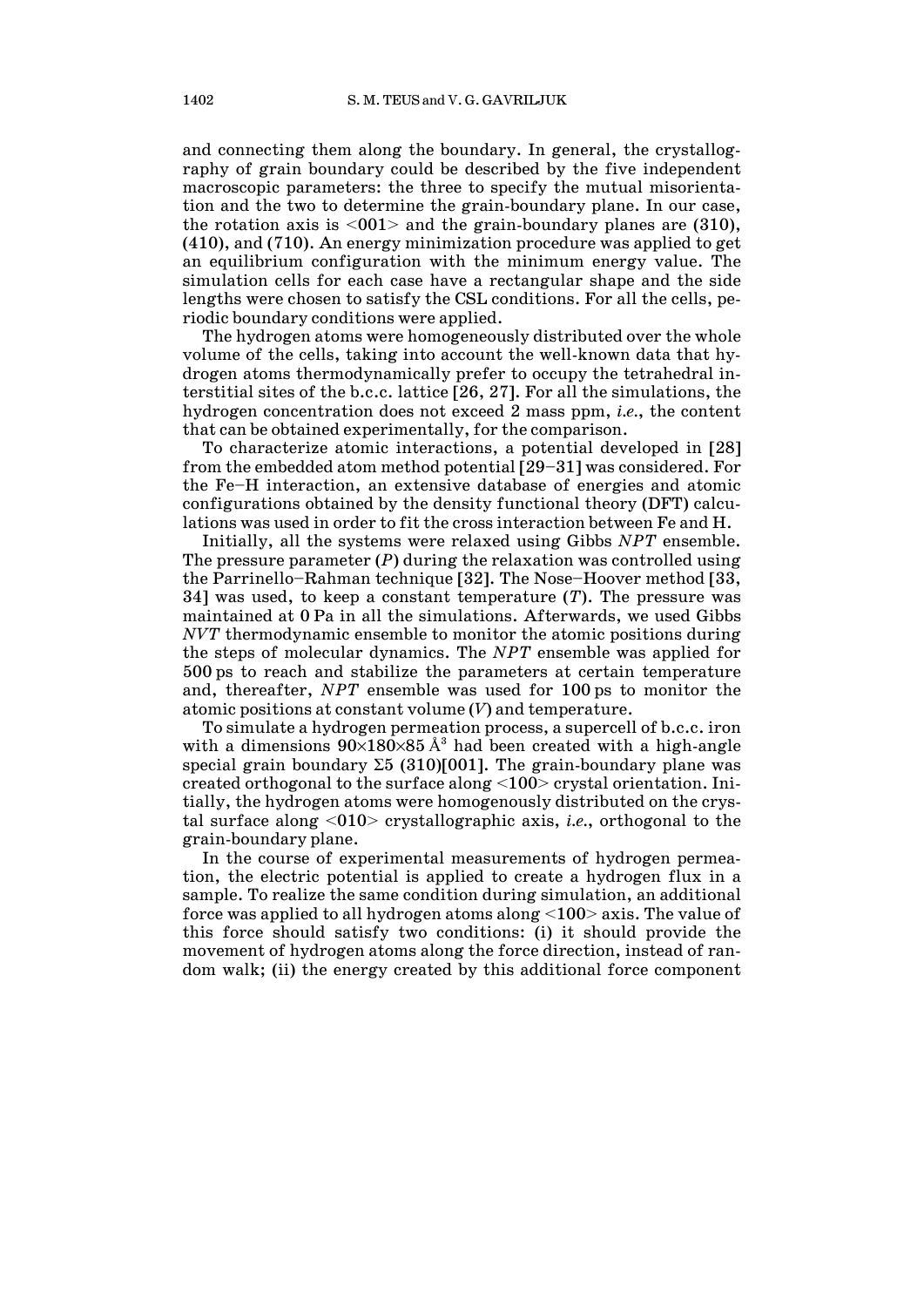and connecting them along the boundary. In general, the crystallography of grain boundary could be described by the five independent macroscopic parameters: the three to specify the mutual misorientation and the two to determine the grain-boundary plane. In our case, the rotation axis is <001> and the grain-boundary planes are (310), (410), and (710). An energy minimization procedure was applied to get an equilibrium configuration with the minimum energy value. The simulation cells for each case have a rectangular shape and the side lengths were chosen to satisfy the CSL conditions. For all the cells, periodic boundary conditions were applied.

The hydrogen atoms were homogeneously distributed over the whole volume of the cells, taking into account the well-known data that hydrogen atoms thermodynamically prefer to occupy the tetrahedral interstitial sites of the b.c.c. lattice [26, 27]. For all the simulations, the hydrogen concentration does not exceed 2 mass ppm, *i.e.*, the content that can be obtained experimentally, for the comparison.

To characterize atomic interactions, a potential developed in [28] from the embedded atom method potential [29–31] was considered. For the Fe–H interaction, an extensive database of energies and atomic configurations obtained by the density functional theory (DFT) calculations was used in order to fit the cross interaction between Fe and H.

Initially, all the systems were relaxed using Gibbs *NPT* ensemble. The pressure parameter ($P$) during the relaxation was controlled using the Parrinello–Rahman technique [32]. The Nose–Hoover method [33, 34] was used, to keep a constant temperature ($T$). The pressure was maintained at 0 Pa in all the simulations. Afterwards, we used Gibbs *NVT* thermodynamic ensemble to monitor the atomic positions during the steps of molecular dynamics. The *NPT* ensemble was applied for 500 ps to reach and stabilize the parameters at certain temperature and, thereafter, *NPT* ensemble was used for 100 ps to monitor the atomic positions at constant volume ($V$) and temperature.

To simulate a hydrogen permeation process, a supercell of b.c.c. iron with a dimensions $90\times180\times85$ Å$^3$ had been created with a high-angle special grain boundary Σ5 (310)[001]. The grain-boundary plane was created orthogonal to the surface along <100> crystal orientation. Initially, the hydrogen atoms were homogenously distributed on the crystal surface along <010> crystallographic axis, *i.e.*, orthogonal to the grain-boundary plane.

In the course of experimental measurements of hydrogen permeation, the electric potential is applied to create a hydrogen flux in a sample. To realize the same condition during simulation, an additional force was applied to all hydrogen atoms along <100> axis. The value of this force should satisfy two conditions: (i) it should provide the movement of hydrogen atoms along the force direction, instead of random walk; (ii) the energy created by this additional force component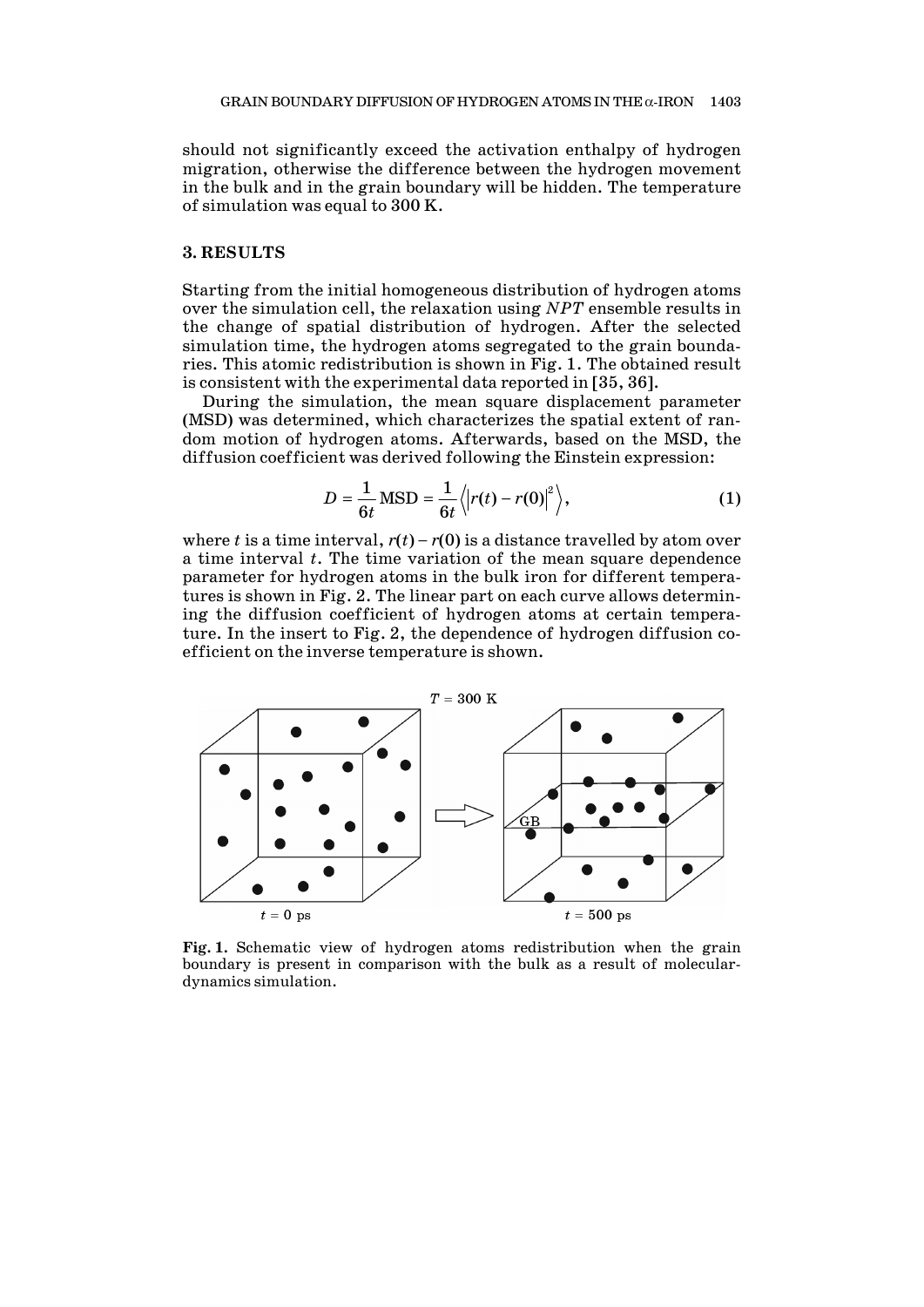should not significantly exceed the activation enthalpy of hydrogen migration, otherwise the difference between the hydrogen movement in the bulk and in the grain boundary will be hidden. The temperature of simulation was equal to 300 K.

## 3. RESULTS

Starting from the initial homogeneous distribution of hydrogen atoms over the simulation cell, the relaxation using *NPT* ensemble results in the change of spatial distribution of hydrogen. After the selected simulation time, the hydrogen atoms segregated to the grain boundaries. This atomic redistribution is shown in Fig. 1. The obtained result is consistent with the experimental data reported in [35, 36].

During the simulation, the mean square displacement parameter (MSD) was determined, which characterizes the spatial extent of random motion of hydrogen atoms. Afterwards, based on the MSD, the diffusion coefficient was derived following the Einstein expression:

$$D = \frac{1}{6t}\,\mathrm{MSD} = \frac{1}{6t}\left\langle \left| r(t) - r(0) \right|^2 \right\rangle, \tag{1}$$

where $t$ is a time interval, $r(t) - r(0)$ is a distance travelled by atom over a time interval $t$. The time variation of the mean square dependence parameter for hydrogen atoms in the bulk iron for different temperatures is shown in Fig. 2. The linear part on each curve allows determining the diffusion coefficient of hydrogen atoms at certain temperature. In the insert to Fig. 2, the dependence of hydrogen diffusion coefficient on the inverse temperature is shown.

$T = 300$ K

GB

$t = 0$ ps $\quad$ $t = 500$ ps

**Fig. 1.** Schematic view of hydrogen atoms redistribution when the grain boundary is present in comparison with the bulk as a result of molecular-dynamics simulation.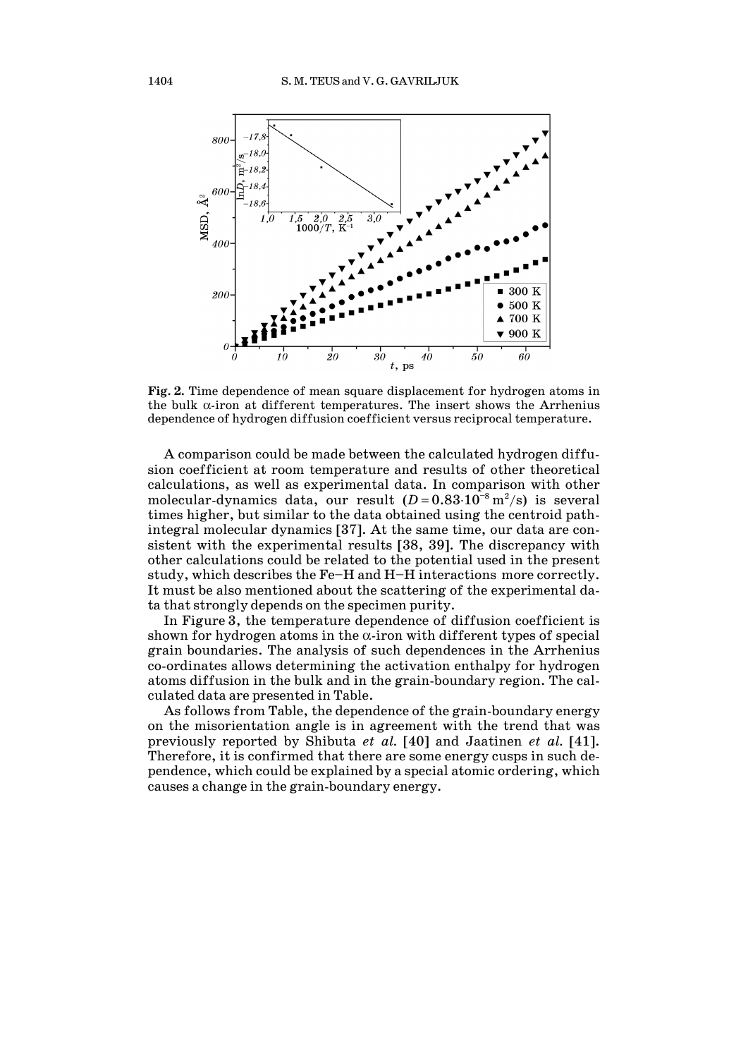**Fig. 2.** Time dependence of mean square displacement for hydrogen atoms in the bulk α-iron at different temperatures. The insert shows the Arrhenius dependence of hydrogen diffusion coefficient versus reciprocal temperature.

A comparison could be made between the calculated hydrogen diffusion coefficient at room temperature and results of other theoretical calculations, as well as experimental data. In comparison with other molecular-dynamics data, our result ($D = 0.83\cdot10^{-8}$ m$^2$/s) is several times higher, but similar to the data obtained using the centroid path-integral molecular dynamics [37]. At the same time, our data are consistent with the experimental results [38, 39]. The discrepancy with other calculations could be related to the potential used in the present study, which describes the Fe–H and H–H interactions more correctly. It must be also mentioned about the scattering of the experimental data that strongly depends on the specimen purity.

In Figure 3, the temperature dependence of diffusion coefficient is shown for hydrogen atoms in the α-iron with different types of special grain boundaries. The analysis of such dependences in the Arrhenius co-ordinates allows determining the activation enthalpy for hydrogen atoms diffusion in the bulk and in the grain-boundary region. The calculated data are presented in Table.

As follows from Table, the dependence of the grain-boundary energy on the misorientation angle is in agreement with the trend that was previously reported by Shibuta *et al.* [40] and Jaatinen *et al.* [41]. Therefore, it is confirmed that there are some energy cusps in such dependence, which could be explained by a special atomic ordering, which causes a change in the grain-boundary energy.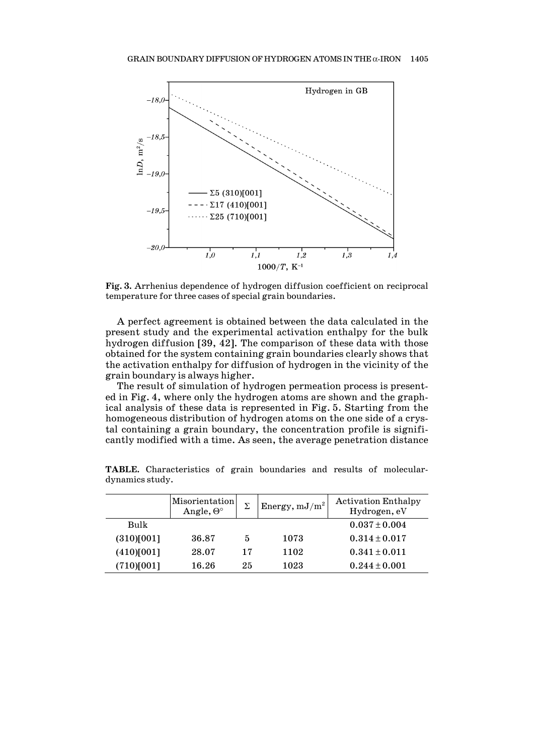Fig. 3. Arrhenius dependence of hydrogen diffusion coefficient on reciprocal temperature for three cases of special grain boundaries.

A perfect agreement is obtained between the data calculated in the present study and the experimental activation enthalpy for the bulk hydrogen diffusion [39, 42]. The comparison of these data with those obtained for the system containing grain boundaries clearly shows that the activation enthalpy for diffusion of hydrogen in the vicinity of the grain boundary is always higher.

The result of simulation of hydrogen permeation process is presented in Fig. 4, where only the hydrogen atoms are shown and the graphical analysis of these data is represented in Fig. 5. Starting from the homogeneous distribution of hydrogen atoms on the one side of a crystal containing a grain boundary, the concentration profile is significantly modified with a time. As seen, the average penetration distance

**TABLE.** Characteristics of grain boundaries and results of molecular-dynamics study.

| | Misorientation Angle, $\Theta^{\circ}$ | $\Sigma$ | Energy, $mJ/m^2$ | Activation Enthalpy Hydrogen, eV |
|---|---|---|---|---|
| Bulk | | | | $0.037 \pm 0.004$ |
| (310)[001] | 36.87 | 5 | 1073 | $0.314 \pm 0.017$ |
| (410)[001] | 28.07 | 17 | 1102 | $0.341 \pm 0.011$ |
| (710)[001] | 16.26 | 25 | 1023 | $0.244 \pm 0.001$ |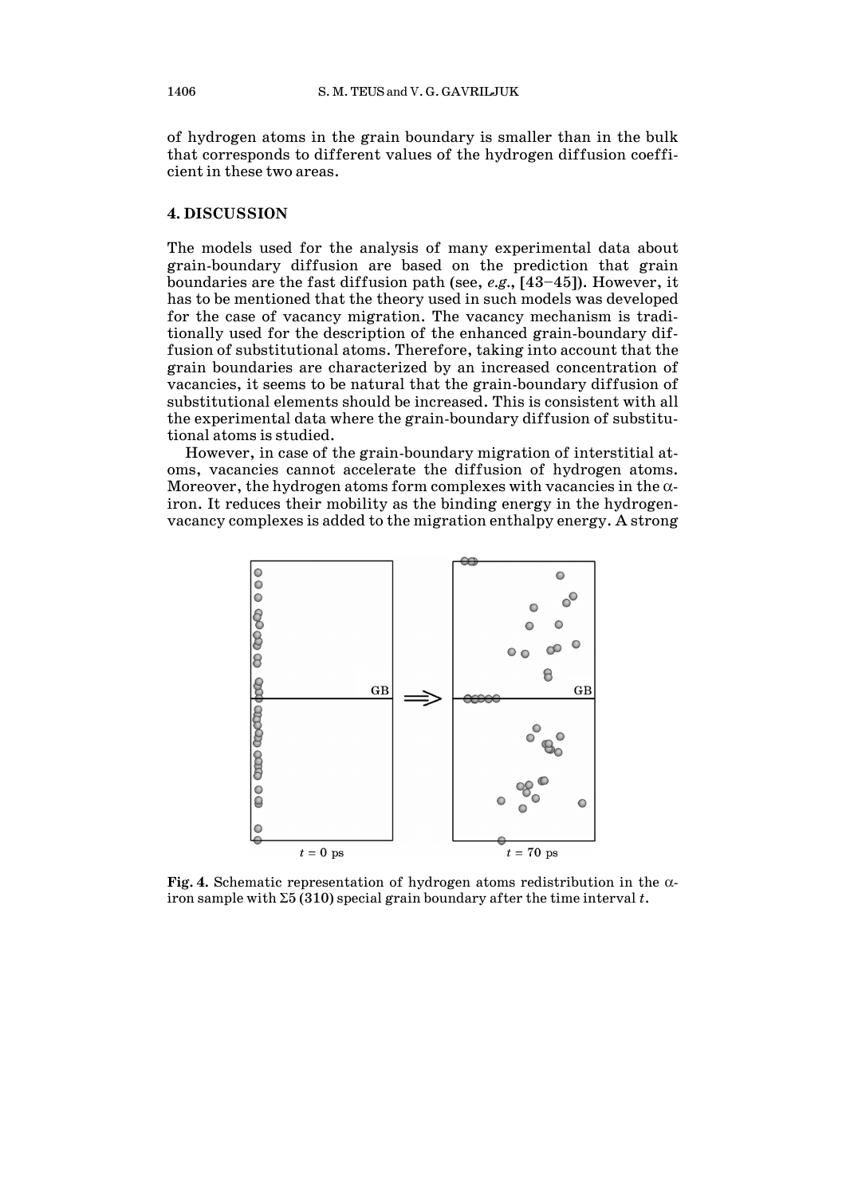of hydrogen atoms in the grain boundary is smaller than in the bulk that corresponds to different values of the hydrogen diffusion coefficient in these two areas.

## 4. DISCUSSION

The models used for the analysis of many experimental data about grain-boundary diffusion are based on the prediction that grain boundaries are the fast diffusion path (see, *e.g.*, [43–45]). However, it has to be mentioned that the theory used in such models was developed for the case of vacancy migration. The vacancy mechanism is traditionally used for the description of the enhanced grain-boundary diffusion of substitutional atoms. Therefore, taking into account that the grain boundaries are characterized by an increased concentration of vacancies, it seems to be natural that the grain-boundary diffusion of substitutional elements should be increased. This is consistent with all the experimental data where the grain-boundary diffusion of substitutional atoms is studied.

However, in case of the grain-boundary migration of interstitial atoms, vacancies cannot accelerate the diffusion of hydrogen atoms. Moreover, the hydrogen atoms form complexes with vacancies in the $\alpha$-iron. It reduces their mobility as the binding energy in the hydrogen-vacancy complexes is added to the migration enthalpy energy. A strong

**Fig. 4.** Schematic representation of hydrogen atoms redistribution in the $\alpha$-iron sample with $\Sigma5$ (310) special grain boundary after the time interval $t$.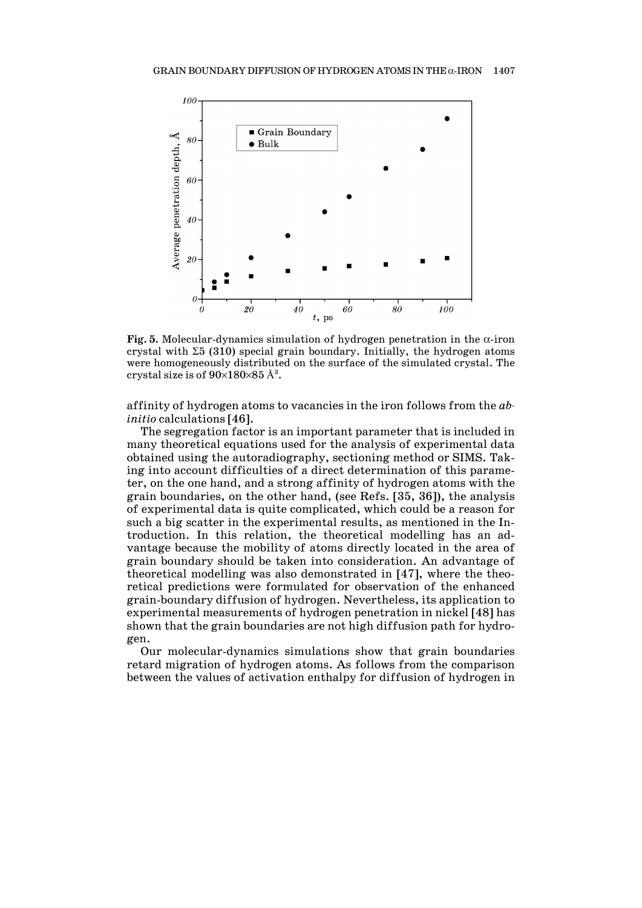**Fig. 5.** Molecular-dynamics simulation of hydrogen penetration in the α-iron crystal with Σ5 (310) special grain boundary. Initially, the hydrogen atoms were homogeneously distributed on the surface of the simulated crystal. The crystal size is of $90\times180\times85$ Å$^3$.

affinity of hydrogen atoms to vacancies in the iron follows from the *ab-initio* calculations [46].

The segregation factor is an important parameter that is included in many theoretical equations used for the analysis of experimental data obtained using the autoradiography, sectioning method or SIMS. Taking into account difficulties of a direct determination of this parameter, on the one hand, and a strong affinity of hydrogen atoms with the grain boundaries, on the other hand, (see Refs. [35, 36]), the analysis of experimental data is quite complicated, which could be a reason for such a big scatter in the experimental results, as mentioned in the Introduction. In this relation, the theoretical modelling has an advantage because the mobility of atoms directly located in the area of grain boundary should be taken into consideration. An advantage of theoretical modelling was also demonstrated in [47], where the theoretical predictions were formulated for observation of the enhanced grain-boundary diffusion of hydrogen. Nevertheless, its application to experimental measurements of hydrogen penetration in nickel [48] has shown that the grain boundaries are not high diffusion path for hydrogen.

Our molecular-dynamics simulations show that grain boundaries retard migration of hydrogen atoms. As follows from the comparison between the values of activation enthalpy for diffusion of hydrogen in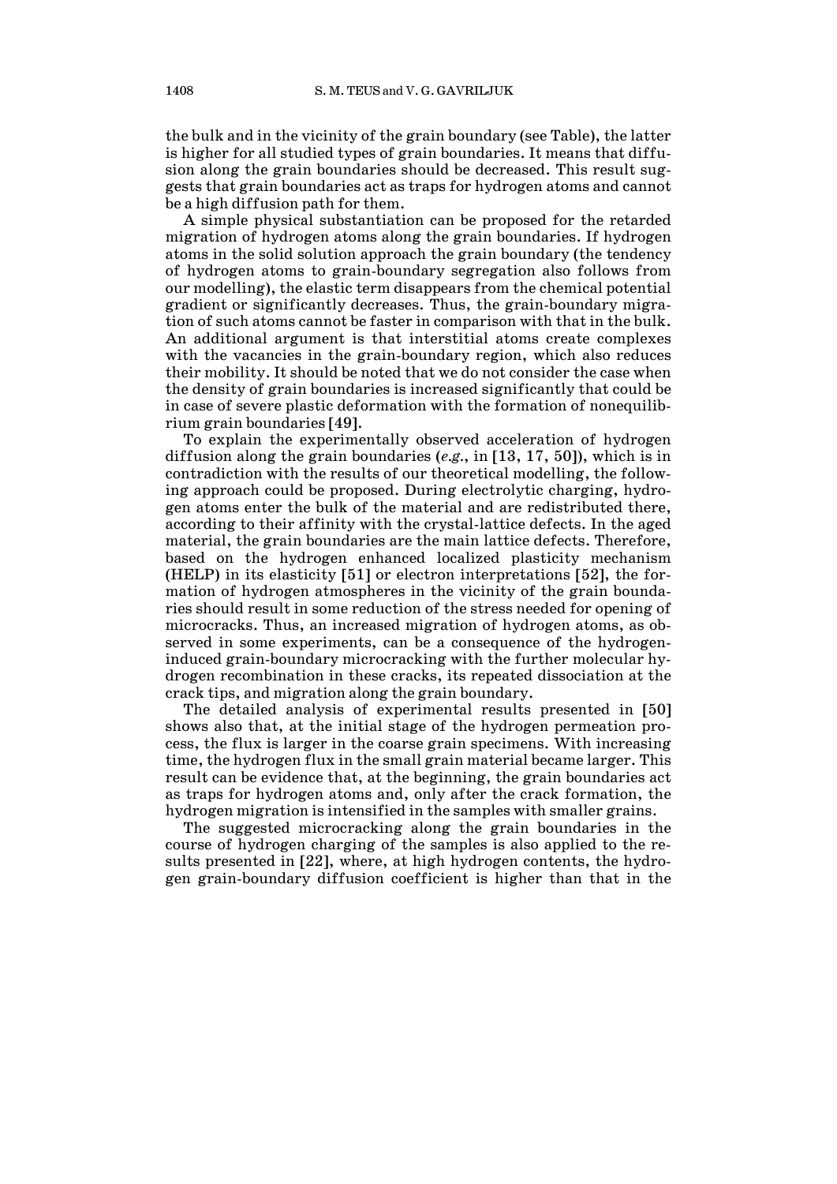the bulk and in the vicinity of the grain boundary (see Table), the latter is higher for all studied types of grain boundaries. It means that diffusion along the grain boundaries should be decreased. This result suggests that grain boundaries act as traps for hydrogen atoms and cannot be a high diffusion path for them.

A simple physical substantiation can be proposed for the retarded migration of hydrogen atoms along the grain boundaries. If hydrogen atoms in the solid solution approach the grain boundary (the tendency of hydrogen atoms to grain-boundary segregation also follows from our modelling), the elastic term disappears from the chemical potential gradient or significantly decreases. Thus, the grain-boundary migration of such atoms cannot be faster in comparison with that in the bulk. An additional argument is that interstitial atoms create complexes with the vacancies in the grain-boundary region, which also reduces their mobility. It should be noted that we do not consider the case when the density of grain boundaries is increased significantly that could be in case of severe plastic deformation with the formation of nonequilibrium grain boundaries [49].

To explain the experimentally observed acceleration of hydrogen diffusion along the grain boundaries (*e.g.*, in [13, 17, 50]), which is in contradiction with the results of our theoretical modelling, the following approach could be proposed. During electrolytic charging, hydrogen atoms enter the bulk of the material and are redistributed there, according to their affinity with the crystal-lattice defects. In the aged material, the grain boundaries are the main lattice defects. Therefore, based on the hydrogen enhanced localized plasticity mechanism (HELP) in its elasticity [51] or electron interpretations [52], the formation of hydrogen atmospheres in the vicinity of the grain boundaries should result in some reduction of the stress needed for opening of microcracks. Thus, an increased migration of hydrogen atoms, as observed in some experiments, can be a consequence of the hydrogen-induced grain-boundary microcracking with the further molecular hydrogen recombination in these cracks, its repeated dissociation at the crack tips, and migration along the grain boundary.

The detailed analysis of experimental results presented in [50] shows also that, at the initial stage of the hydrogen permeation process, the flux is larger in the coarse grain specimens. With increasing time, the hydrogen flux in the small grain material became larger. This result can be evidence that, at the beginning, the grain boundaries act as traps for hydrogen atoms and, only after the crack formation, the hydrogen migration is intensified in the samples with smaller grains.

The suggested microcracking along the grain boundaries in the course of hydrogen charging of the samples is also applied to the results presented in [22], where, at high hydrogen contents, the hydrogen grain-boundary diffusion coefficient is higher than that in the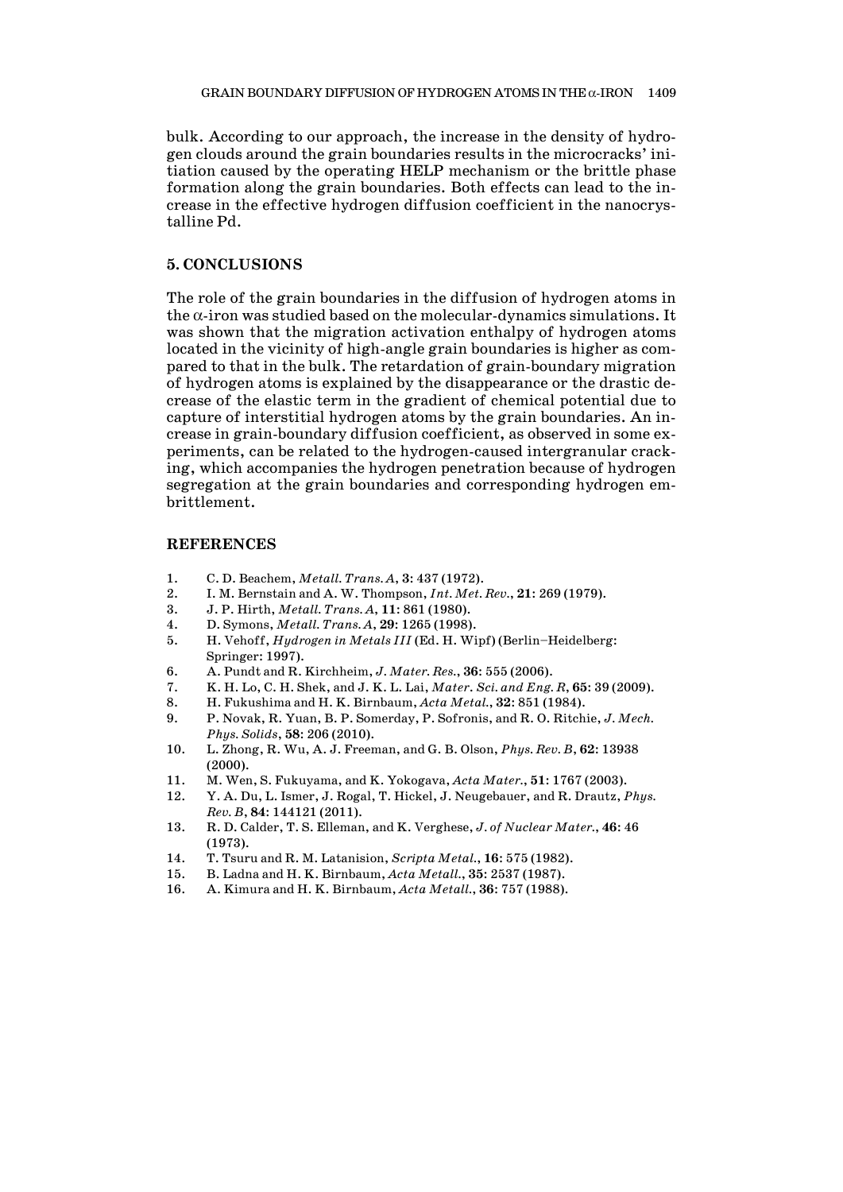bulk. According to our approach, the increase in the density of hydrogen clouds around the grain boundaries results in the microcracks' initiation caused by the operating HELP mechanism or the brittle phase formation along the grain boundaries. Both effects can lead to the increase in the effective hydrogen diffusion coefficient in the nanocrystalline Pd.

## 5. CONCLUSIONS

The role of the grain boundaries in the diffusion of hydrogen atoms in the $\alpha$-iron was studied based on the molecular-dynamics simulations. It was shown that the migration activation enthalpy of hydrogen atoms located in the vicinity of high-angle grain boundaries is higher as compared to that in the bulk. The retardation of grain-boundary migration of hydrogen atoms is explained by the disappearance or the drastic decrease of the elastic term in the gradient of chemical potential due to capture of interstitial hydrogen atoms by the grain boundaries. An increase in grain-boundary diffusion coefficient, as observed in some experiments, can be related to the hydrogen-caused intergranular cracking, which accompanies the hydrogen penetration because of hydrogen segregation at the grain boundaries and corresponding hydrogen embrittlement.

## REFERENCES

1. C. D. Beachem, *Metall. Trans. A*, **3**: 437 (1972).
2. I. M. Bernstain and A. W. Thompson, *Int. Met. Rev.*, **21**: 269 (1979).
3. J. P. Hirth, *Metall. Trans. A*, **11**: 861 (1980).
4. D. Symons, *Metall. Trans. A*, **29**: 1265 (1998).
5. H. Vehoff, *Hydrogen in Metals III* (Ed. H. Wipf) (Berlin–Heidelberg: Springer: 1997).
6. A. Pundt and R. Kirchheim, *J. Mater. Res.*, **36**: 555 (2006).
7. K. H. Lo, C. H. Shek, and J. K. L. Lai, *Mater. Sci. and Eng. R*, **65**: 39 (2009).
8. H. Fukushima and H. K. Birnbaum, *Acta Metal.*, **32**: 851 (1984).
9. P. Novak, R. Yuan, B. P. Somerday, P. Sofronis, and R. O. Ritchie, *J. Mech. Phys. Solids*, **58**: 206 (2010).
10. L. Zhong, R. Wu, A. J. Freeman, and G. B. Olson, *Phys. Rev. B*, **62**: 13938 (2000).
11. M. Wen, S. Fukuyama, and K. Yokogava, *Acta Mater.*, **51**: 1767 (2003).
12. Y. A. Du, L. Ismer, J. Rogal, T. Hickel, J. Neugebauer, and R. Drautz, *Phys. Rev. B*, **84**: 144121 (2011).
13. R. D. Calder, T. S. Elleman, and K. Verghese, *J. of Nuclear Mater.*, **46**: 46 (1973).
14. T. Tsuru and R. M. Latanision, *Scripta Metal.*, **16**: 575 (1982).
15. B. Ladna and H. K. Birnbaum, *Acta Metall.*, **35**: 2537 (1987).
16. A. Kimura and H. K. Birnbaum, *Acta Metall.*, **36**: 757 (1988).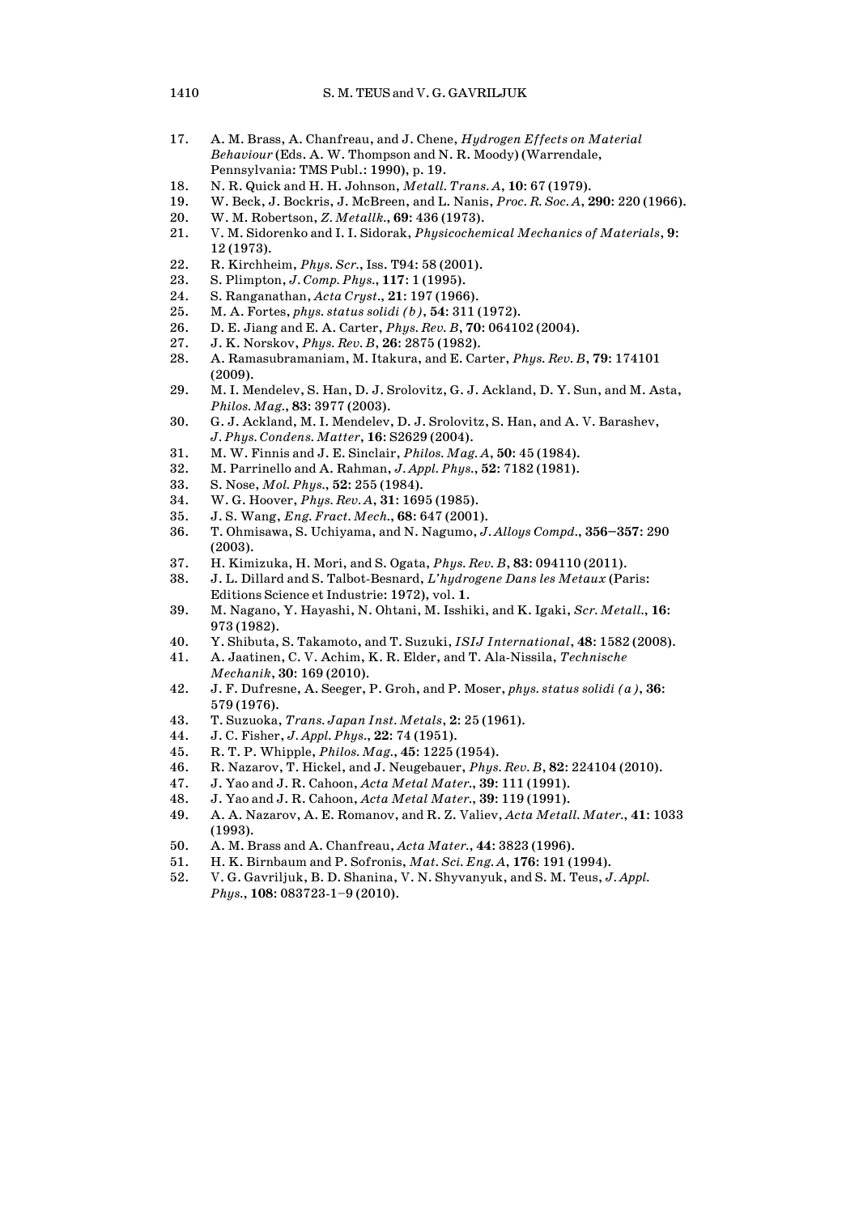17. A. M. Brass, A. Chanfreau, and J. Chene, *Hydrogen Effects on Material Behaviour* (Eds. A. W. Thompson and N. R. Moody) (Warrendale, Pennsylvania: TMS Publ.: 1990), p. 19.
18. N. R. Quick and H. H. Johnson, *Metall. Trans. A*, **10**: 67 (1979).
19. W. Beck, J. Bockris, J. McBreen, and L. Nanis, *Proc. R. Soc. A*, **290**: 220 (1966).
20. W. M. Robertson, *Z. Metallk.*, **69**: 436 (1973).
21. V. M. Sidorenko and I. I. Sidorak, *Physicochemical Mechanics of Materials*, **9**: 12 (1973).
22. R. Kirchheim, *Phys. Scr.*, Iss. T94: 58 (2001).
23. S. Plimpton, *J. Comp. Phys.*, **117**: 1 (1995).
24. S. Ranganathan, *Acta Cryst.*, **21**: 197 (1966).
25. M. A. Fortes, *phys. status solidi (b)*, **54**: 311 (1972).
26. D. E. Jiang and E. A. Carter, *Phys. Rev. B*, **70**: 064102 (2004).
27. J. K. Norskov, *Phys. Rev. B*, **26**: 2875 (1982).
28. A. Ramasubramaniam, M. Itakura, and E. Carter, *Phys. Rev. B*, **79**: 174101 (2009).
29. M. I. Mendelev, S. Han, D. J. Srolovitz, G. J. Ackland, D. Y. Sun, and M. Asta, *Philos. Mag.*, **83**: 3977 (2003).
30. G. J. Ackland, M. I. Mendelev, D. J. Srolovitz, S. Han, and A. V. Barashev, *J. Phys. Condens. Matter*, **16**: S2629 (2004).
31. M. W. Finnis and J. E. Sinclair, *Philos. Mag. A*, **50**: 45 (1984).
32. M. Parrinello and A. Rahman, *J. Appl. Phys.*, **52**: 7182 (1981).
33. S. Nose, *Mol. Phys.*, **52**: 255 (1984).
34. W. G. Hoover, *Phys. Rev. A*, **31**: 1695 (1985).
35. J. S. Wang, *Eng. Fract. Mech.*, **68**: 647 (2001).
36. T. Ohmisawa, S. Uchiyama, and N. Nagumo, *J. Alloys Compd.*, **356–357**: 290 (2003).
37. H. Kimizuka, H. Mori, and S. Ogata, *Phys. Rev. B*, **83**: 094110 (2011).
38. J. L. Dillard and S. Talbot-Besnard, *L'hydrogene Dans les Metaux* (Paris: Editions Science et Industrie: 1972), vol. **1**.
39. M. Nagano, Y. Hayashi, N. Ohtani, M. Isshiki, and K. Igaki, *Scr. Metall.*, **16**: 973 (1982).
40. Y. Shibuta, S. Takamoto, and T. Suzuki, *ISIJ International*, **48**: 1582 (2008).
41. A. Jaatinen, C. V. Achim, K. R. Elder, and T. Ala-Nissila, *Technische Mechanik*, **30**: 169 (2010).
42. J. F. Dufresne, A. Seeger, P. Groh, and P. Moser, *phys. status solidi (a)*, **36**: 579 (1976).
43. T. Suzuoka, *Trans. Japan Inst. Metals*, **2**: 25 (1961).
44. J. C. Fisher, *J. Appl. Phys.*, **22**: 74 (1951).
45. R. T. P. Whipple, *Philos. Mag.*, **45**: 1225 (1954).
46. R. Nazarov, T. Hickel, and J. Neugebauer, *Phys. Rev. B*, **82**: 224104 (2010).
47. J. Yao and J. R. Cahoon, *Acta Metal Mater.*, **39**: 111 (1991).
48. J. Yao and J. R. Cahoon, *Acta Metal Mater.*, **39**: 119 (1991).
49. A. A. Nazarov, A. E. Romanov, and R. Z. Valiev, *Acta Metall. Mater.*, **41**: 1033 (1993).
50. A. M. Brass and A. Chanfreau, *Acta Mater.*, **44**: 3823 (1996).
51. H. K. Birnbaum and P. Sofronis, *Mat. Sci. Eng. A*, **176**: 191 (1994).
52. V. G. Gavriljuk, B. D. Shanina, V. N. Shyvanyuk, and S. M. Teus, *J. Appl. Phys.*, **108**: 083723-1–9 (2010).